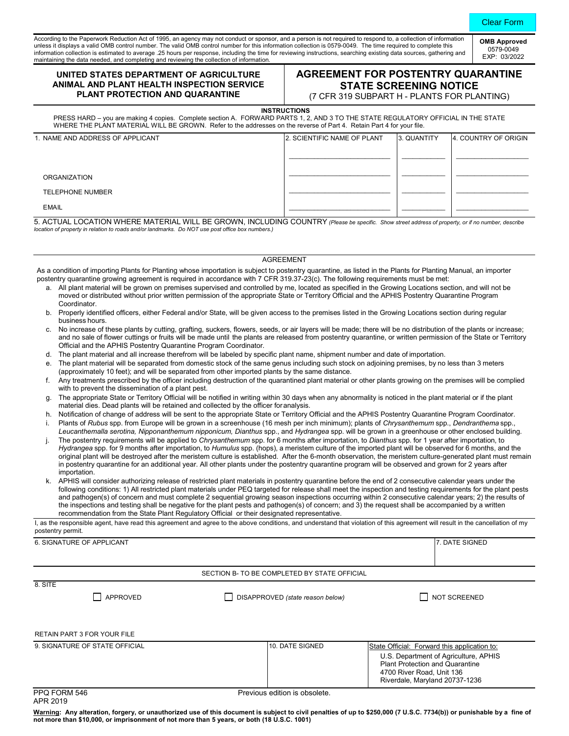Clear Form

According to the Paperwork Reduction Act of 1995, an agency may not conduct or sponsor, and a person is not required to respond to, a collection of information unless it displays a valid OMB control number. The valid OMB control number for this information collection is 0579-0049. The time required to complete this information collection is estimated to average .25 hours per response, including the time for reviewing instructions, searching existing data sources, gathering and maintaining the data needed, and completing and reviewing the collection of information.

**OMB Approved**
0579-0049
EXP: 03/2022

**UNITED STATES DEPARTMENT OF AGRICULTURE**
**ANIMAL AND PLANT HEALTH INSPECTION SERVICE**
**PLANT PROTECTION AND QUARANTINE**

# AGREEMENT FOR POSTENTRY QUARANTINE STATE SCREENING NOTICE

(7 CFR 319 SUBPART H - PLANTS FOR PLANTING)

**INSTRUCTIONS**

PRESS HARD – you are making 4 copies. Complete section A. FORWARD PARTS 1, 2, AND 3 TO THE STATE REGULATORY OFFICIAL IN THE STATE WHERE THE PLANT MATERIAL WILL BE GROWN. Refer to the addresses on the reverse of Part 4. Retain Part 4 for your file.

| 1. NAME AND ADDRESS OF APPLICANT | 2. SCIENTIFIC NAME OF PLANT | 3. QUANTITY | 4. COUNTRY OF ORIGIN |
|---|---|---|---|
| | | | |
| ORGANIZATION | | | |
| TELEPHONE NUMBER | | | |
| EMAIL | | | |

5. ACTUAL LOCATION WHERE MATERIAL WILL BE GROWN, INCLUDING COUNTRY *(Please be specific. Show street address of property, or if no number, describe location of property in relation to roads and/or landmarks. Do NOT use post office box numbers.)*

## AGREEMENT

As a condition of importing Plants for Planting whose importation is subject to postentry quarantine, as listed in the Plants for Planting Manual, an importer postentry quarantine growing agreement is required in accordance with 7 CFR 319.37-23(c). The following requirements must be met:

a. All plant material will be grown on premises supervised and controlled by me, located as specified in the Growing Locations section, and will not be moved or distributed without prior written permission of the appropriate State or Territory Official and the APHIS Postentry Quarantine Program Coordinator.

b. Properly identified officers, either Federal and/or State, will be given access to the premises listed in the Growing Locations section during regular business hours.

c. No increase of these plants by cutting, grafting, suckers, flowers, seeds, or air layers will be made; there will be no distribution of the plants or increase; and no sale of flower cuttings or fruits will be made until the plants are released from postentry quarantine, or written permission of the State or Territory Official and the APHIS Postentry Quarantine Program Coordinator.

d. The plant material and all increase therefrom will be labeled by specific plant name, shipment number and date of importation.

e. The plant material will be separated from domestic stock of the same genus including such stock on adjoining premises, by no less than 3 meters (approximately 10 feet); and will be separated from other imported plants by the same distance.

f. Any treatments prescribed by the officer including destruction of the quarantined plant material or other plants growing on the premises will be complied with to prevent the dissemination of a plant pest.

g. The appropriate State or Territory Official will be notified in writing within 30 days when any abnormality is noticed in the plant material or if the plant material dies. Dead plants will be retained and collected by the officer for analysis.

h. Notification of change of address will be sent to the appropriate State or Territory Official and the APHIS Postentry Quarantine Program Coordinator.

i. Plants of *Rubus* spp. from Europe will be grown in a screenhouse (16 mesh per inch minimum); plants of *Chrysanthemum* spp., *Dendranthema* spp., *Leucanthemalla serotina, Nipponanthemum nipponicum, Dianthus* spp., and *Hydrangea* spp. will be grown in a greenhouse or other enclosed building.

j. The postentry requirements will be applied to *Chrysanthemum* spp. for 6 months after importation, to *Dianthus* spp. for 1 year after importation, to *Hydrangea* spp. for 9 months after importation, to *Humulus* spp. (hops), a meristem culture of the imported plant will be observed for 6 months, and the original plant will be destroyed after the meristem culture is established. After the 6-month observation, the meristem culture-generated plant must remain in postentry quarantine for an additional year. All other plants under the postentry quarantine program will be observed and grown for 2 years after importation.

k. APHIS will consider authorizing release of restricted plant materials in postentry quarantine before the end of 2 consecutive calendar years under the following conditions: 1) All restricted plant materials under PEQ targeted for release shall meet the inspection and testing requirements for the plant pests and pathogen(s) of concern and must complete 2 sequential growing season inspections occurring within 2 consecutive calendar years; 2) the results of the inspections and testing shall be negative for the plant pests and pathogen(s) of concern; and 3) the request shall be accompanied by a written recommendation from the State Plant Regulatory Official or their designated representative.

I, as the responsible agent, have read this agreement and agree to the above conditions, and understand that violation of this agreement will result in the cancellation of my postentry permit.

| 6. SIGNATURE OF APPLICANT | 7. DATE SIGNED |
|---|---|
| | |

SECTION B- TO BE COMPLETED BY STATE OFFICIAL

8. SITE

☐ APPROVED ☐ DISAPPROVED *(state reason below)* ☐ NOT SCREENED

RETAIN PART 3 FOR YOUR FILE

| 9. SIGNATURE OF STATE OFFICIAL | 10. DATE SIGNED | State Official: Forward this application to: U.S. Department of Agriculture, APHIS Plant Protection and Quarantine 4700 River Road, Unit 136 Riverdale, Maryland 20737-1236 |
|---|---|---|

PPQ FORM 546
APR 2019

Previous edition is obsolete.

**Warning: Any alteration, forgery, or unauthorized use of this document is subject to civil penalties of up to $250,000 (7 U.S.C. 7734(b)) or punishable by a fine of not more than $10,000, or imprisonment of not more than 5 years, or both (18 U.S.C. 1001)**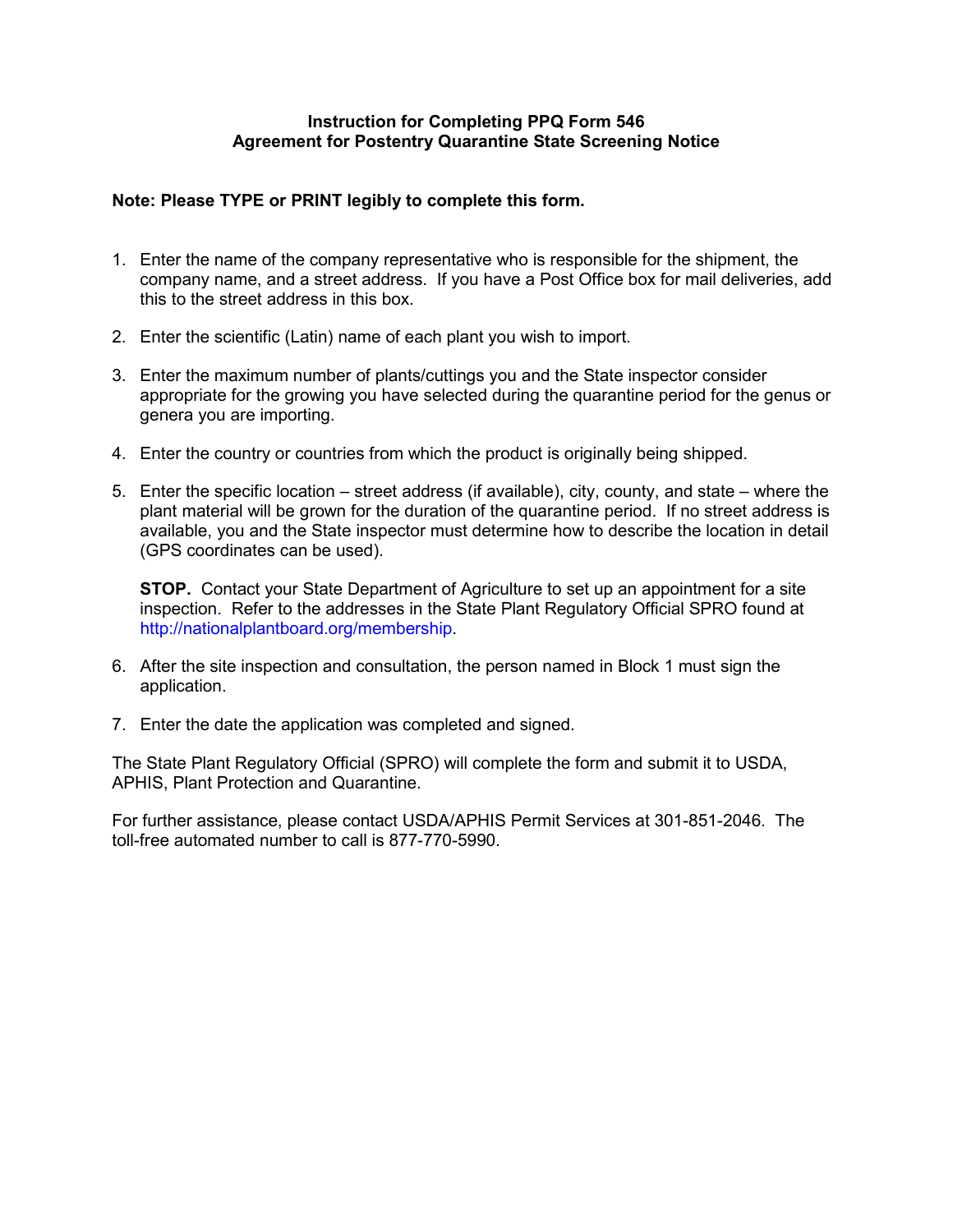**Instruction for Completing PPQ Form 546**
**Agreement for Postentry Quarantine State Screening Notice**

**Note: Please TYPE or PRINT legibly to complete this form.**

1. Enter the name of the company representative who is responsible for the shipment, the company name, and a street address. If you have a Post Office box for mail deliveries, add this to the street address in this box.

2. Enter the scientific (Latin) name of each plant you wish to import.

3. Enter the maximum number of plants/cuttings you and the State inspector consider appropriate for the growing you have selected during the quarantine period for the genus or genera you are importing.

4. Enter the country or countries from which the product is originally being shipped.

5. Enter the specific location – street address (if available), city, county, and state – where the plant material will be grown for the duration of the quarantine period. If no street address is available, you and the State inspector must determine how to describe the location in detail (GPS coordinates can be used).

   **STOP.** Contact your State Department of Agriculture to set up an appointment for a site inspection. Refer to the addresses in the State Plant Regulatory Official SPRO found at http://nationalplantboard.org/membership.

6. After the site inspection and consultation, the person named in Block 1 must sign the application.

7. Enter the date the application was completed and signed.

The State Plant Regulatory Official (SPRO) will complete the form and submit it to USDA, APHIS, Plant Protection and Quarantine.

For further assistance, please contact USDA/APHIS Permit Services at 301-851-2046. The toll-free automated number to call is 877-770-5990.